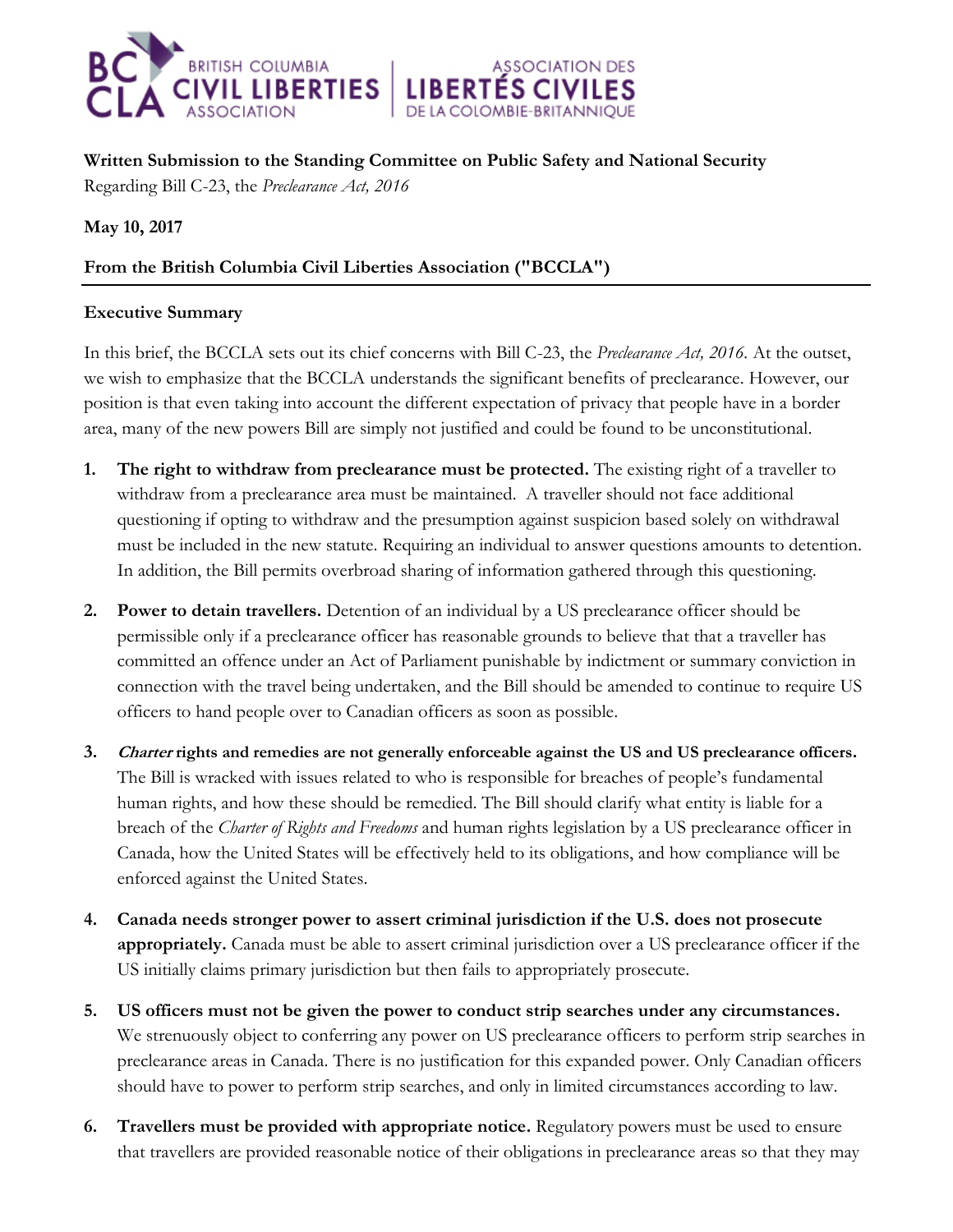**Written Submission to the Standing Committee on Public Safety and National Security**
Regarding Bill C-23, the *Preclearance Act, 2016*

**May 10, 2017**

**From the British Columbia Civil Liberties Association ("BCCLA")**

---

**Executive Summary**

In this brief, the BCCLA sets out its chief concerns with Bill C-23, the *Preclearance Act, 2016*. At the outset, we wish to emphasize that the BCCLA understands the significant benefits of preclearance. However, our position is that even taking into account the different expectation of privacy that people have in a border area, many of the new powers Bill are simply not justified and could be found to be unconstitutional.

1. **The right to withdraw from preclearance must be protected.** The existing right of a traveller to withdraw from a preclearance area must be maintained. A traveller should not face additional questioning if opting to withdraw and the presumption against suspicion based solely on withdrawal must be included in the new statute. Requiring an individual to answer questions amounts to detention. In addition, the Bill permits overbroad sharing of information gathered through this questioning.

2. **Power to detain travellers.** Detention of an individual by a US preclearance officer should be permissible only if a preclearance officer has reasonable grounds to believe that that a traveller has committed an offence under an Act of Parliament punishable by indictment or summary conviction in connection with the travel being undertaken, and the Bill should be amended to continue to require US officers to hand people over to Canadian officers as soon as possible.

3. ***Charter* rights and remedies are not generally enforceable against the US and US preclearance officers.** The Bill is wracked with issues related to who is responsible for breaches of people's fundamental human rights, and how these should be remedied. The Bill should clarify what entity is liable for a breach of the *Charter of Rights and Freedoms* and human rights legislation by a US preclearance officer in Canada, how the United States will be effectively held to its obligations, and how compliance will be enforced against the United States.

4. **Canada needs stronger power to assert criminal jurisdiction if the U.S. does not prosecute appropriately.** Canada must be able to assert criminal jurisdiction over a US preclearance officer if the US initially claims primary jurisdiction but then fails to appropriately prosecute.

5. **US officers must not be given the power to conduct strip searches under any circumstances.** We strenuously object to conferring any power on US preclearance officers to perform strip searches in preclearance areas in Canada. There is no justification for this expanded power. Only Canadian officers should have to power to perform strip searches, and only in limited circumstances according to law.

6. **Travellers must be provided with appropriate notice.** Regulatory powers must be used to ensure that travellers are provided reasonable notice of their obligations in preclearance areas so that they may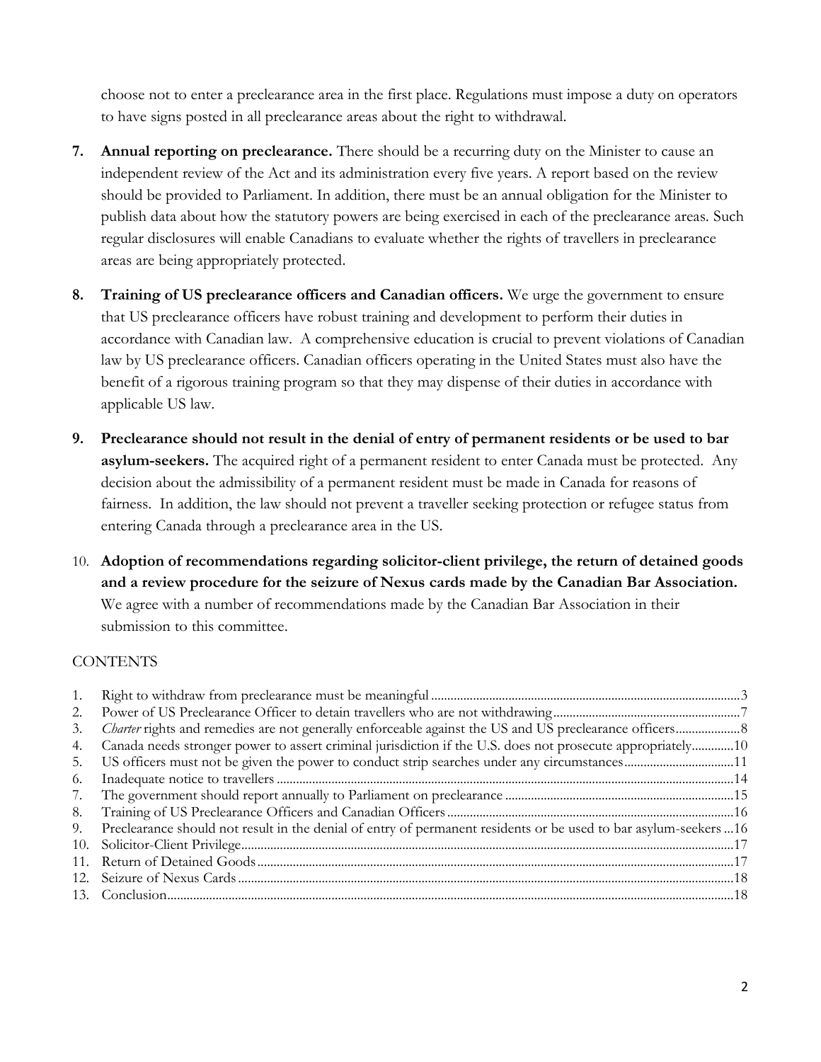choose not to enter a preclearance area in the first place. Regulations must impose a duty on operators to have signs posted in all preclearance areas about the right to withdrawal.

7. **Annual reporting on preclearance.** There should be a recurring duty on the Minister to cause an independent review of the Act and its administration every five years. A report based on the review should be provided to Parliament. In addition, there must be an annual obligation for the Minister to publish data about how the statutory powers are being exercised in each of the preclearance areas. Such regular disclosures will enable Canadians to evaluate whether the rights of travellers in preclearance areas are being appropriately protected.

8. **Training of US preclearance officers and Canadian officers.** We urge the government to ensure that US preclearance officers have robust training and development to perform their duties in accordance with Canadian law. A comprehensive education is crucial to prevent violations of Canadian law by US preclearance officers. Canadian officers operating in the United States must also have the benefit of a rigorous training program so that they may dispense of their duties in accordance with applicable US law.

9. **Preclearance should not result in the denial of entry of permanent residents or be used to bar asylum-seekers.** The acquired right of a permanent resident to enter Canada must be protected. Any decision about the admissibility of a permanent resident must be made in Canada for reasons of fairness. In addition, the law should not prevent a traveller seeking protection or refugee status from entering Canada through a preclearance area in the US.

10. **Adoption of recommendations regarding solicitor-client privilege, the return of detained goods and a review procedure for the seizure of Nexus cards made by the Canadian Bar Association.** We agree with a number of recommendations made by the Canadian Bar Association in their submission to this committee.

## CONTENTS

1. Right to withdraw from preclearance must be meaningful .......... 3
2. Power of US Preclearance Officer to detain travellers who are not withdrawing .......... 7
3. *Charter* rights and remedies are not generally enforceable against the US and US preclearance officers .......... 8
4. Canada needs stronger power to assert criminal jurisdiction if the U.S. does not prosecute appropriately .......... 10
5. US officers must not be given the power to conduct strip searches under any circumstances .......... 11
6. Inadequate notice to travellers .......... 14
7. The government should report annually to Parliament on preclearance .......... 15
8. Training of US Preclearance Officers and Canadian Officers .......... 16
9. Preclearance should not result in the denial of entry of permanent residents or be used to bar asylum-seekers .......... 16
10. Solicitor-Client Privilege .......... 17
11. Return of Detained Goods .......... 17
12. Seizure of Nexus Cards .......... 18
13. Conclusion .......... 18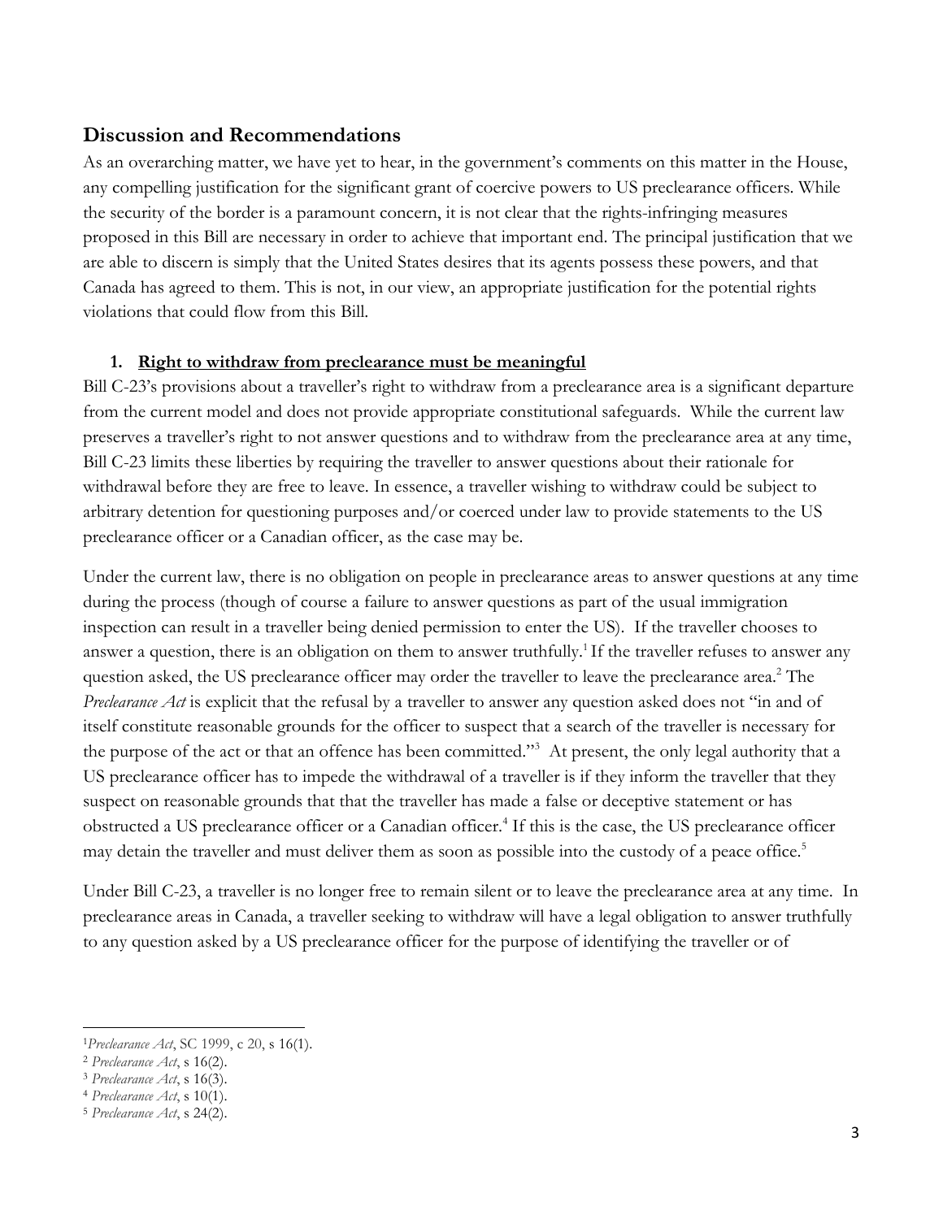## Discussion and Recommendations

As an overarching matter, we have yet to hear, in the government's comments on this matter in the House, any compelling justification for the significant grant of coercive powers to US preclearance officers. While the security of the border is a paramount concern, it is not clear that the rights-infringing measures proposed in this Bill are necessary in order to achieve that important end. The principal justification that we are able to discern is simply that the United States desires that its agents possess these powers, and that Canada has agreed to them. This is not, in our view, an appropriate justification for the potential rights violations that could flow from this Bill.

1. **Right to withdraw from preclearance must be meaningful**

Bill C-23's provisions about a traveller's right to withdraw from a preclearance area is a significant departure from the current model and does not provide appropriate constitutional safeguards. While the current law preserves a traveller's right to not answer questions and to withdraw from the preclearance area at any time, Bill C-23 limits these liberties by requiring the traveller to answer questions about their rationale for withdrawal before they are free to leave. In essence, a traveller wishing to withdraw could be subject to arbitrary detention for questioning purposes and/or coerced under law to provide statements to the US preclearance officer or a Canadian officer, as the case may be.

Under the current law, there is no obligation on people in preclearance areas to answer questions at any time during the process (though of course a failure to answer questions as part of the usual immigration inspection can result in a traveller being denied permission to enter the US). If the traveller chooses to answer a question, there is an obligation on them to answer truthfully.[1] If the traveller refuses to answer any question asked, the US preclearance officer may order the traveller to leave the preclearance area.[2] The *Preclearance Act* is explicit that the refusal by a traveller to answer any question asked does not "in and of itself constitute reasonable grounds for the officer to suspect that a search of the traveller is necessary for the purpose of the act or that an offence has been committed."[3] At present, the only legal authority that a US preclearance officer has to impede the withdrawal of a traveller is if they inform the traveller that they suspect on reasonable grounds that that the traveller has made a false or deceptive statement or has obstructed a US preclearance officer or a Canadian officer.[4] If this is the case, the US preclearance officer may detain the traveller and must deliver them as soon as possible into the custody of a peace office.[5]

Under Bill C-23, a traveller is no longer free to remain silent or to leave the preclearance area at any time. In preclearance areas in Canada, a traveller seeking to withdraw will have a legal obligation to answer truthfully to any question asked by a US preclearance officer for the purpose of identifying the traveller or of

---

[1] *Preclearance Act*, SC 1999, c 20, s 16(1).
[2] *Preclearance Act*, s 16(2).
[3] *Preclearance Act*, s 16(3).
[4] *Preclearance Act*, s 10(1).
[5] *Preclearance Act*, s 24(2).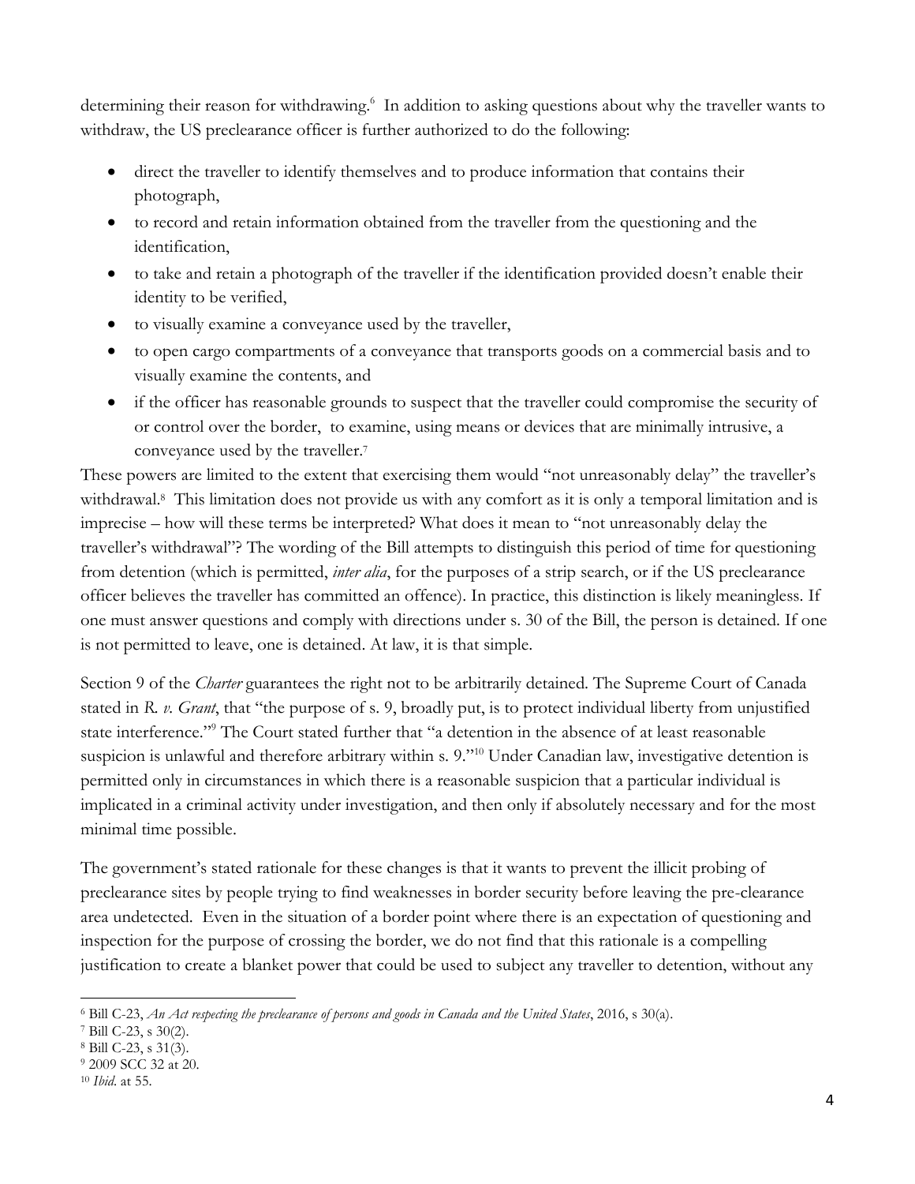determining their reason for withdrawing.[6] In addition to asking questions about why the traveller wants to withdraw, the US preclearance officer is further authorized to do the following:

- direct the traveller to identify themselves and to produce information that contains their photograph,
- to record and retain information obtained from the traveller from the questioning and the identification,
- to take and retain a photograph of the traveller if the identification provided doesn't enable their identity to be verified,
- to visually examine a conveyance used by the traveller,
- to open cargo compartments of a conveyance that transports goods on a commercial basis and to visually examine the contents, and
- if the officer has reasonable grounds to suspect that the traveller could compromise the security of or control over the border, to examine, using means or devices that are minimally intrusive, a conveyance used by the traveller.[7]

These powers are limited to the extent that exercising them would "not unreasonably delay" the traveller's withdrawal.[8] This limitation does not provide us with any comfort as it is only a temporal limitation and is imprecise – how will these terms be interpreted? What does it mean to "not unreasonably delay the traveller's withdrawal"? The wording of the Bill attempts to distinguish this period of time for questioning from detention (which is permitted, *inter alia*, for the purposes of a strip search, or if the US preclearance officer believes the traveller has committed an offence). In practice, this distinction is likely meaningless. If one must answer questions and comply with directions under s. 30 of the Bill, the person is detained. If one is not permitted to leave, one is detained. At law, it is that simple.

Section 9 of the *Charter* guarantees the right not to be arbitrarily detained. The Supreme Court of Canada stated in *R. v. Grant*, that "the purpose of s. 9, broadly put, is to protect individual liberty from unjustified state interference."[9] The Court stated further that "a detention in the absence of at least reasonable suspicion is unlawful and therefore arbitrary within s. 9."[10] Under Canadian law, investigative detention is permitted only in circumstances in which there is a reasonable suspicion that a particular individual is implicated in a criminal activity under investigation, and then only if absolutely necessary and for the most minimal time possible.

The government's stated rationale for these changes is that it wants to prevent the illicit probing of preclearance sites by people trying to find weaknesses in border security before leaving the pre-clearance area undetected. Even in the situation of a border point where there is an expectation of questioning and inspection for the purpose of crossing the border, we do not find that this rationale is a compelling justification to create a blanket power that could be used to subject any traveller to detention, without any

---

[6] Bill C-23, *An Act respecting the preclearance of persons and goods in Canada and the United States*, 2016, s 30(a).

[7] Bill C-23, s 30(2).

[8] Bill C-23, s 31(3).

[9] 2009 SCC 32 at 20.

[10] *Ibid*. at 55.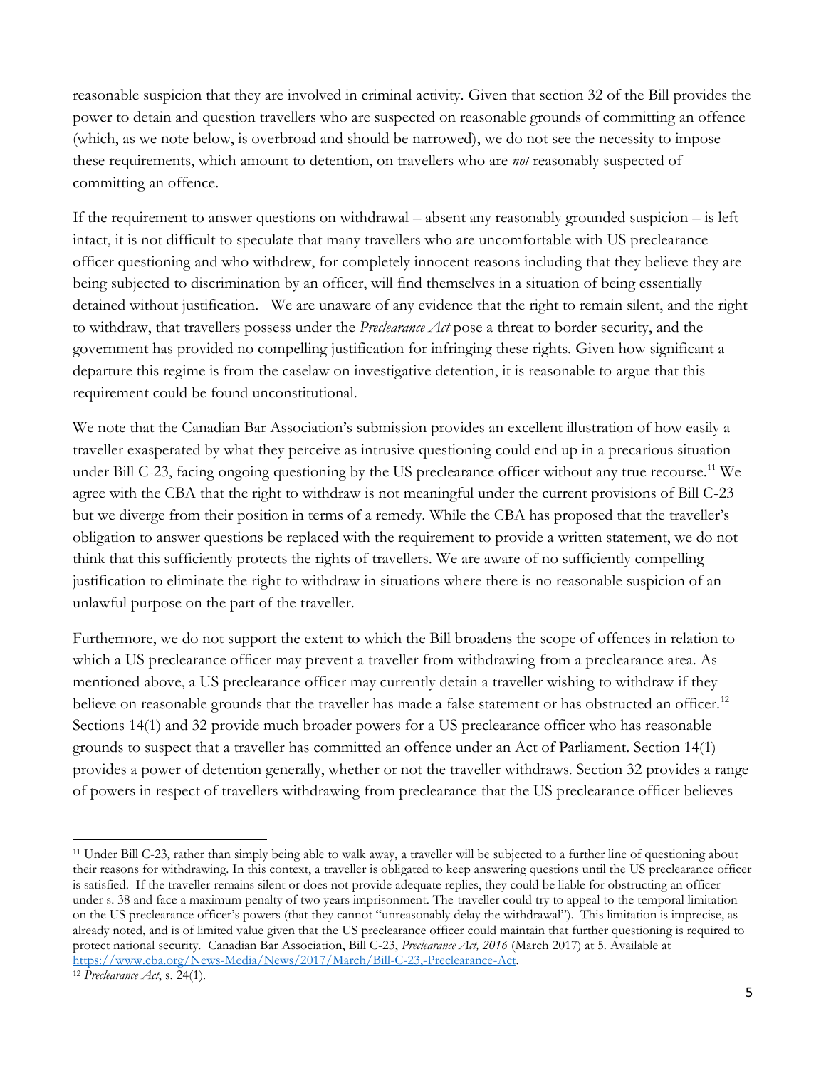reasonable suspicion that they are involved in criminal activity. Given that section 32 of the Bill provides the power to detain and question travellers who are suspected on reasonable grounds of committing an offence (which, as we note below, is overbroad and should be narrowed), we do not see the necessity to impose these requirements, which amount to detention, on travellers who are *not* reasonably suspected of committing an offence.

If the requirement to answer questions on withdrawal – absent any reasonably grounded suspicion – is left intact, it is not difficult to speculate that many travellers who are uncomfortable with US preclearance officer questioning and who withdrew, for completely innocent reasons including that they believe they are being subjected to discrimination by an officer, will find themselves in a situation of being essentially detained without justification. We are unaware of any evidence that the right to remain silent, and the right to withdraw, that travellers possess under the *Preclearance Act* pose a threat to border security, and the government has provided no compelling justification for infringing these rights. Given how significant a departure this regime is from the caselaw on investigative detention, it is reasonable to argue that this requirement could be found unconstitutional.

We note that the Canadian Bar Association's submission provides an excellent illustration of how easily a traveller exasperated by what they perceive as intrusive questioning could end up in a precarious situation under Bill C-23, facing ongoing questioning by the US preclearance officer without any true recourse.[11] We agree with the CBA that the right to withdraw is not meaningful under the current provisions of Bill C-23 but we diverge from their position in terms of a remedy. While the CBA has proposed that the traveller's obligation to answer questions be replaced with the requirement to provide a written statement, we do not think that this sufficiently protects the rights of travellers. We are aware of no sufficiently compelling justification to eliminate the right to withdraw in situations where there is no reasonable suspicion of an unlawful purpose on the part of the traveller.

Furthermore, we do not support the extent to which the Bill broadens the scope of offences in relation to which a US preclearance officer may prevent a traveller from withdrawing from a preclearance area. As mentioned above, a US preclearance officer may currently detain a traveller wishing to withdraw if they believe on reasonable grounds that the traveller has made a false statement or has obstructed an officer.[12] Sections 14(1) and 32 provide much broader powers for a US preclearance officer who has reasonable grounds to suspect that a traveller has committed an offence under an Act of Parliament. Section 14(1) provides a power of detention generally, whether or not the traveller withdraws. Section 32 provides a range of powers in respect of travellers withdrawing from preclearance that the US preclearance officer believes

---

[11] Under Bill C-23, rather than simply being able to walk away, a traveller will be subjected to a further line of questioning about their reasons for withdrawing. In this context, a traveller is obligated to keep answering questions until the US preclearance officer is satisfied. If the traveller remains silent or does not provide adequate replies, they could be liable for obstructing an officer under s. 38 and face a maximum penalty of two years imprisonment. The traveller could try to appeal to the temporal limitation on the US preclearance officer's powers (that they cannot "unreasonably delay the withdrawal"). This limitation is imprecise, as already noted, and is of limited value given that the US preclearance officer could maintain that further questioning is required to protect national security. Canadian Bar Association, Bill C-23, *Preclearance Act, 2016* (March 2017) at 5. Available at https://www.cba.org/News-Media/News/2017/March/Bill-C-23,-Preclearance-Act.

[12] *Preclearance Act*, s. 24(1).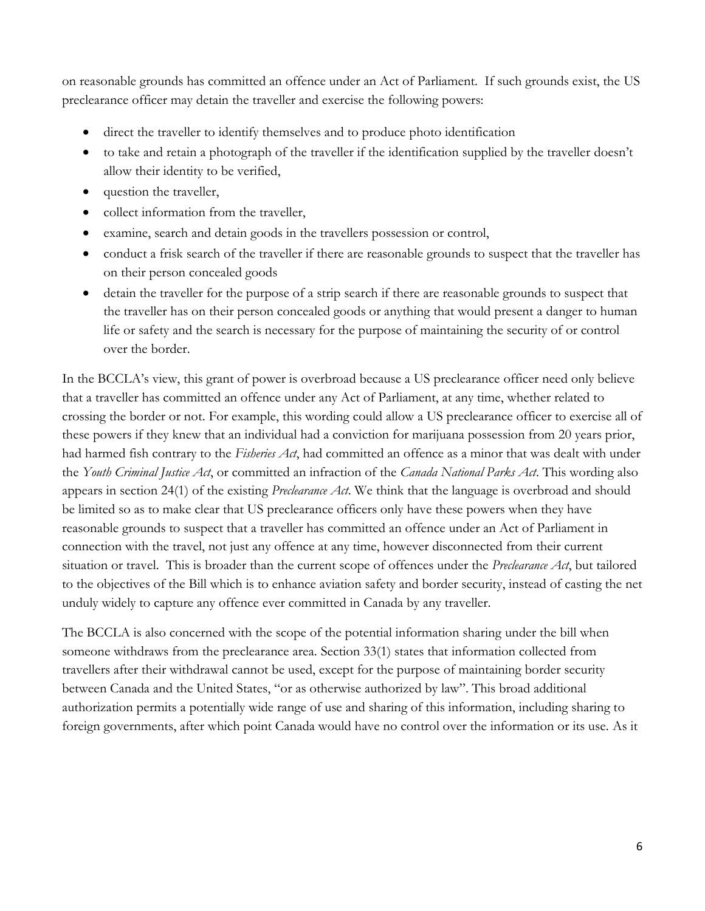on reasonable grounds has committed an offence under an Act of Parliament. If such grounds exist, the US preclearance officer may detain the traveller and exercise the following powers:

- direct the traveller to identify themselves and to produce photo identification
- to take and retain a photograph of the traveller if the identification supplied by the traveller doesn't allow their identity to be verified,
- question the traveller,
- collect information from the traveller,
- examine, search and detain goods in the travellers possession or control,
- conduct a frisk search of the traveller if there are reasonable grounds to suspect that the traveller has on their person concealed goods
- detain the traveller for the purpose of a strip search if there are reasonable grounds to suspect that the traveller has on their person concealed goods or anything that would present a danger to human life or safety and the search is necessary for the purpose of maintaining the security of or control over the border.

In the BCCLA's view, this grant of power is overbroad because a US preclearance officer need only believe that a traveller has committed an offence under any Act of Parliament, at any time, whether related to crossing the border or not. For example, this wording could allow a US preclearance officer to exercise all of these powers if they knew that an individual had a conviction for marijuana possession from 20 years prior, had harmed fish contrary to the *Fisheries Act*, had committed an offence as a minor that was dealt with under the *Youth Criminal Justice Act*, or committed an infraction of the *Canada National Parks Act*. This wording also appears in section 24(1) of the existing *Preclearance Act*. We think that the language is overbroad and should be limited so as to make clear that US preclearance officers only have these powers when they have reasonable grounds to suspect that a traveller has committed an offence under an Act of Parliament in connection with the travel, not just any offence at any time, however disconnected from their current situation or travel. This is broader than the current scope of offences under the *Preclearance Act*, but tailored to the objectives of the Bill which is to enhance aviation safety and border security, instead of casting the net unduly widely to capture any offence ever committed in Canada by any traveller.

The BCCLA is also concerned with the scope of the potential information sharing under the bill when someone withdraws from the preclearance area. Section 33(1) states that information collected from travellers after their withdrawal cannot be used, except for the purpose of maintaining border security between Canada and the United States, "or as otherwise authorized by law". This broad additional authorization permits a potentially wide range of use and sharing of this information, including sharing to foreign governments, after which point Canada would have no control over the information or its use. As it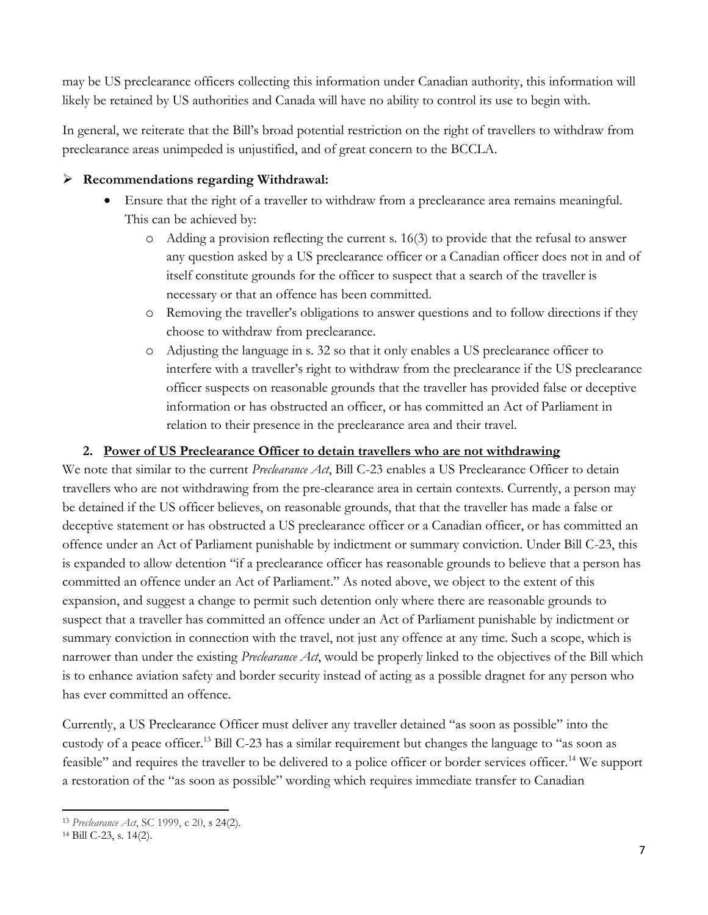may be US preclearance officers collecting this information under Canadian authority, this information will likely be retained by US authorities and Canada will have no ability to control its use to begin with.

In general, we reiterate that the Bill's broad potential restriction on the right of travellers to withdraw from preclearance areas unimpeded is unjustified, and of great concern to the BCCLA.

- **Recommendations regarding Withdrawal:**
  - Ensure that the right of a traveller to withdraw from a preclearance area remains meaningful. This can be achieved by:
    - Adding a provision reflecting the current s. 16(3) to provide that the refusal to answer any question asked by a US preclearance officer or a Canadian officer does not in and of itself constitute grounds for the officer to suspect that a search of the traveller is necessary or that an offence has been committed.
    - Removing the traveller's obligations to answer questions and to follow directions if they choose to withdraw from preclearance.
    - Adjusting the language in s. 32 so that it only enables a US preclearance officer to interfere with a traveller's right to withdraw from the preclearance if the US preclearance officer suspects on reasonable grounds that the traveller has provided false or deceptive information or has obstructed an officer, or has committed an Act of Parliament in relation to their presence in the preclearance area and their travel.

## 2. Power of US Preclearance Officer to detain travellers who are not withdrawing

We note that similar to the current *Preclearance Act*, Bill C-23 enables a US Preclearance Officer to detain travellers who are not withdrawing from the pre-clearance area in certain contexts. Currently, a person may be detained if the US officer believes, on reasonable grounds, that that the traveller has made a false or deceptive statement or has obstructed a US preclearance officer or a Canadian officer, or has committed an offence under an Act of Parliament punishable by indictment or summary conviction. Under Bill C-23, this is expanded to allow detention "if a preclearance officer has reasonable grounds to believe that a person has committed an offence under an Act of Parliament." As noted above, we object to the extent of this expansion, and suggest a change to permit such detention only where there are reasonable grounds to suspect that a traveller has committed an offence under an Act of Parliament punishable by indictment or summary conviction in connection with the travel, not just any offence at any time. Such a scope, which is narrower than under the existing *Preclearance Act*, would be properly linked to the objectives of the Bill which is to enhance aviation safety and border security instead of acting as a possible dragnet for any person who has ever committed an offence.

Currently, a US Preclearance Officer must deliver any traveller detained "as soon as possible" into the custody of a peace officer.[13] Bill C-23 has a similar requirement but changes the language to "as soon as feasible" and requires the traveller to be delivered to a police officer or border services officer.[14] We support a restoration of the "as soon as possible" wording which requires immediate transfer to Canadian

---

[13] *Preclearance Act*, SC 1999, c 20, s 24(2).

[14] Bill C-23, s. 14(2).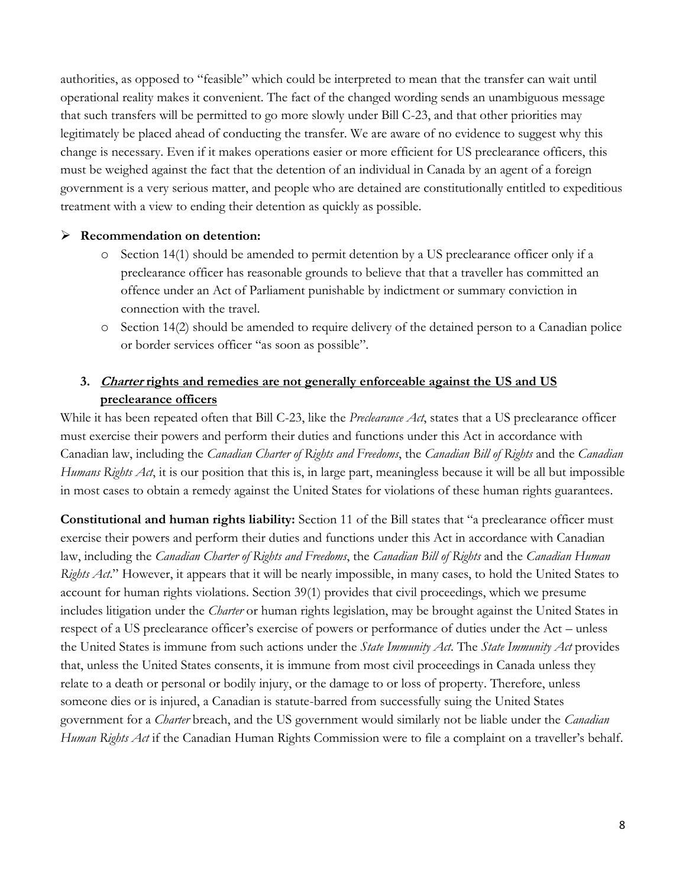authorities, as opposed to "feasible" which could be interpreted to mean that the transfer can wait until operational reality makes it convenient. The fact of the changed wording sends an unambiguous message that such transfers will be permitted to go more slowly under Bill C-23, and that other priorities may legitimately be placed ahead of conducting the transfer. We are aware of no evidence to suggest why this change is necessary. Even if it makes operations easier or more efficient for US preclearance officers, this must be weighed against the fact that the detention of an individual in Canada by an agent of a foreign government is a very serious matter, and people who are detained are constitutionally entitled to expeditious treatment with a view to ending their detention as quickly as possible.

- **Recommendation on detention:**
  - Section 14(1) should be amended to permit detention by a US preclearance officer only if a preclearance officer has reasonable grounds to believe that that a traveller has committed an offence under an Act of Parliament punishable by indictment or summary conviction in connection with the travel.
  - Section 14(2) should be amended to require delivery of the detained person to a Canadian police or border services officer "as soon as possible".

### 3. ***Charter*** **rights and remedies are not generally enforceable against the US and US preclearance officers**

While it has been repeated often that Bill C-23, like the *Preclearance Act*, states that a US preclearance officer must exercise their powers and perform their duties and functions under this Act in accordance with Canadian law, including the *Canadian Charter of Rights and Freedoms*, the *Canadian Bill of Rights* and the *Canadian Humans Rights Act*, it is our position that this is, in large part, meaningless because it will be all but impossible in most cases to obtain a remedy against the United States for violations of these human rights guarantees.

**Constitutional and human rights liability:** Section 11 of the Bill states that "a preclearance officer must exercise their powers and perform their duties and functions under this Act in accordance with Canadian law, including the *Canadian Charter of Rights and Freedoms*, the *Canadian Bill of Rights* and the *Canadian Human Rights Act*." However, it appears that it will be nearly impossible, in many cases, to hold the United States to account for human rights violations. Section 39(1) provides that civil proceedings, which we presume includes litigation under the *Charter* or human rights legislation, may be brought against the United States in respect of a US preclearance officer's exercise of powers or performance of duties under the Act – unless the United States is immune from such actions under the *State Immunity Act*. The *State Immunity Act* provides that, unless the United States consents, it is immune from most civil proceedings in Canada unless they relate to a death or personal or bodily injury, or the damage to or loss of property. Therefore, unless someone dies or is injured, a Canadian is statute-barred from successfully suing the United States government for a *Charter* breach, and the US government would similarly not be liable under the *Canadian Human Rights Act* if the Canadian Human Rights Commission were to file a complaint on a traveller's behalf.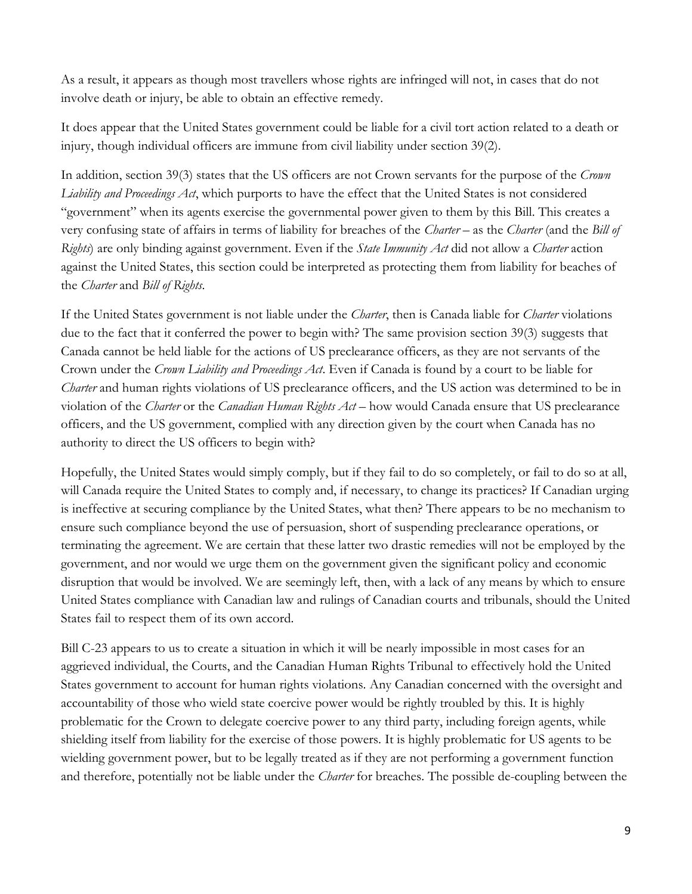As a result, it appears as though most travellers whose rights are infringed will not, in cases that do not involve death or injury, be able to obtain an effective remedy.

It does appear that the United States government could be liable for a civil tort action related to a death or injury, though individual officers are immune from civil liability under section 39(2).

In addition, section 39(3) states that the US officers are not Crown servants for the purpose of the *Crown Liability and Proceedings Act*, which purports to have the effect that the United States is not considered "government" when its agents exercise the governmental power given to them by this Bill. This creates a very confusing state of affairs in terms of liability for breaches of the *Charter* – as the *Charter* (and the *Bill of Rights*) are only binding against government. Even if the *State Immunity Act* did not allow a *Charter* action against the United States, this section could be interpreted as protecting them from liability for beaches of the *Charter* and *Bill of Rights*.

If the United States government is not liable under the *Charter*, then is Canada liable for *Charter* violations due to the fact that it conferred the power to begin with? The same provision section 39(3) suggests that Canada cannot be held liable for the actions of US preclearance officers, as they are not servants of the Crown under the *Crown Liability and Proceedings Act*. Even if Canada is found by a court to be liable for *Charter* and human rights violations of US preclearance officers, and the US action was determined to be in violation of the *Charter* or the *Canadian Human Rights Act* – how would Canada ensure that US preclearance officers, and the US government, complied with any direction given by the court when Canada has no authority to direct the US officers to begin with?

Hopefully, the United States would simply comply, but if they fail to do so completely, or fail to do so at all, will Canada require the United States to comply and, if necessary, to change its practices? If Canadian urging is ineffective at securing compliance by the United States, what then? There appears to be no mechanism to ensure such compliance beyond the use of persuasion, short of suspending preclearance operations, or terminating the agreement. We are certain that these latter two drastic remedies will not be employed by the government, and nor would we urge them on the government given the significant policy and economic disruption that would be involved. We are seemingly left, then, with a lack of any means by which to ensure United States compliance with Canadian law and rulings of Canadian courts and tribunals, should the United States fail to respect them of its own accord.

Bill C-23 appears to us to create a situation in which it will be nearly impossible in most cases for an aggrieved individual, the Courts, and the Canadian Human Rights Tribunal to effectively hold the United States government to account for human rights violations. Any Canadian concerned with the oversight and accountability of those who wield state coercive power would be rightly troubled by this. It is highly problematic for the Crown to delegate coercive power to any third party, including foreign agents, while shielding itself from liability for the exercise of those powers. It is highly problematic for US agents to be wielding government power, but to be legally treated as if they are not performing a government function and therefore, potentially not be liable under the *Charter* for breaches. The possible de-coupling between the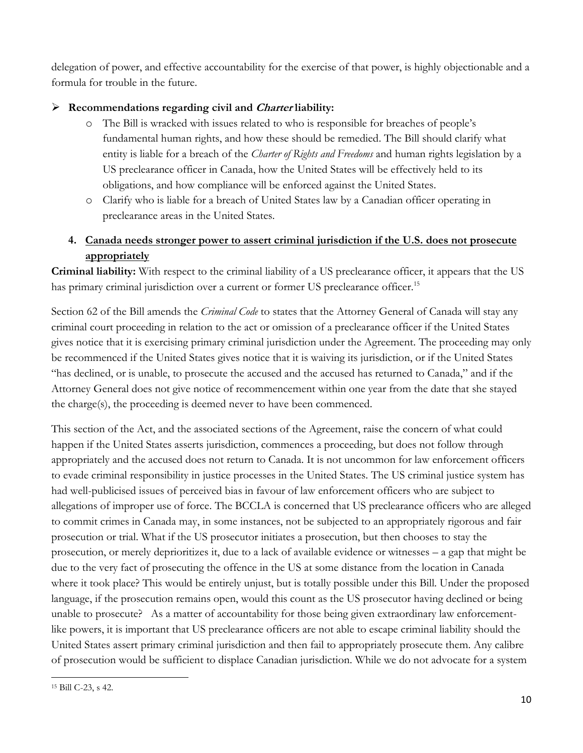delegation of power, and effective accountability for the exercise of that power, is highly objectionable and a formula for trouble in the future.

- **Recommendations regarding civil and *Charter* liability:**
  - The Bill is wracked with issues related to who is responsible for breaches of people's fundamental human rights, and how these should be remedied. The Bill should clarify what entity is liable for a breach of the *Charter of Rights and Freedoms* and human rights legislation by a US preclearance officer in Canada, how the United States will be effectively held to its obligations, and how compliance will be enforced against the United States.
  - Clarify who is liable for a breach of United States law by a Canadian officer operating in preclearance areas in the United States.

## 4. Canada needs stronger power to assert criminal jurisdiction if the U.S. does not prosecute appropriately

**Criminal liability:** With respect to the criminal liability of a US preclearance officer, it appears that the US has primary criminal jurisdiction over a current or former US preclearance officer.[15]

Section 62 of the Bill amends the *Criminal Code* to states that the Attorney General of Canada will stay any criminal court proceeding in relation to the act or omission of a preclearance officer if the United States gives notice that it is exercising primary criminal jurisdiction under the Agreement. The proceeding may only be recommenced if the United States gives notice that it is waiving its jurisdiction, or if the United States "has declined, or is unable, to prosecute the accused and the accused has returned to Canada," and if the Attorney General does not give notice of recommencement within one year from the date that she stayed the charge(s), the proceeding is deemed never to have been commenced.

This section of the Act, and the associated sections of the Agreement, raise the concern of what could happen if the United States asserts jurisdiction, commences a proceeding, but does not follow through appropriately and the accused does not return to Canada. It is not uncommon for law enforcement officers to evade criminal responsibility in justice processes in the United States. The US criminal justice system has had well-publicised issues of perceived bias in favour of law enforcement officers who are subject to allegations of improper use of force. The BCCLA is concerned that US preclearance officers who are alleged to commit crimes in Canada may, in some instances, not be subjected to an appropriately rigorous and fair prosecution or trial. What if the US prosecutor initiates a prosecution, but then chooses to stay the prosecution, or merely deprioritizes it, due to a lack of available evidence or witnesses – a gap that might be due to the very fact of prosecuting the offence in the US at some distance from the location in Canada where it took place? This would be entirely unjust, but is totally possible under this Bill. Under the proposed language, if the prosecution remains open, would this count as the US prosecutor having declined or being unable to prosecute? As a matter of accountability for those being given extraordinary law enforcement-like powers, it is important that US preclearance officers are not able to escape criminal liability should the United States assert primary criminal jurisdiction and then fail to appropriately prosecute them. Any calibre of prosecution would be sufficient to displace Canadian jurisdiction. While we do not advocate for a system

[15] Bill C-23, s 42.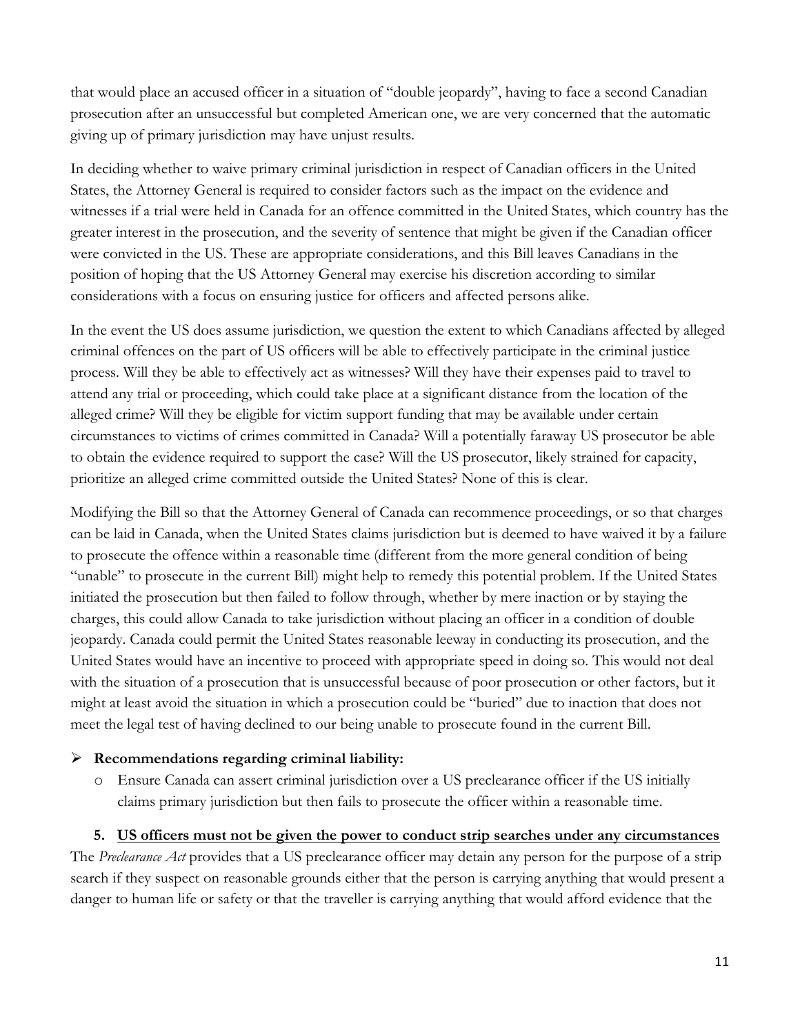that would place an accused officer in a situation of "double jeopardy", having to face a second Canadian prosecution after an unsuccessful but completed American one, we are very concerned that the automatic giving up of primary jurisdiction may have unjust results.

In deciding whether to waive primary criminal jurisdiction in respect of Canadian officers in the United States, the Attorney General is required to consider factors such as the impact on the evidence and witnesses if a trial were held in Canada for an offence committed in the United States, which country has the greater interest in the prosecution, and the severity of sentence that might be given if the Canadian officer were convicted in the US. These are appropriate considerations, and this Bill leaves Canadians in the position of hoping that the US Attorney General may exercise his discretion according to similar considerations with a focus on ensuring justice for officers and affected persons alike.

In the event the US does assume jurisdiction, we question the extent to which Canadians affected by alleged criminal offences on the part of US officers will be able to effectively participate in the criminal justice process. Will they be able to effectively act as witnesses? Will they have their expenses paid to travel to attend any trial or proceeding, which could take place at a significant distance from the location of the alleged crime? Will they be eligible for victim support funding that may be available under certain circumstances to victims of crimes committed in Canada? Will a potentially faraway US prosecutor be able to obtain the evidence required to support the case? Will the US prosecutor, likely strained for capacity, prioritize an alleged crime committed outside the United States? None of this is clear.

Modifying the Bill so that the Attorney General of Canada can recommence proceedings, or so that charges can be laid in Canada, when the United States claims jurisdiction but is deemed to have waived it by a failure to prosecute the offence within a reasonable time (different from the more general condition of being "unable" to prosecute in the current Bill) might help to remedy this potential problem. If the United States initiated the prosecution but then failed to follow through, whether by mere inaction or by staying the charges, this could allow Canada to take jurisdiction without placing an officer in a condition of double jeopardy. Canada could permit the United States reasonable leeway in conducting its prosecution, and the United States would have an incentive to proceed with appropriate speed in doing so. This would not deal with the situation of a prosecution that is unsuccessful because of poor prosecution or other factors, but it might at least avoid the situation in which a prosecution could be "buried" due to inaction that does not meet the legal test of having declined to our being unable to prosecute found in the current Bill.

- **Recommendations regarding criminal liability:**
  - Ensure Canada can assert criminal jurisdiction over a US preclearance officer if the US initially claims primary jurisdiction but then fails to prosecute the officer within a reasonable time.

**5. <u>US officers must not be given the power to conduct strip searches under any circumstances</u>**

The *Preclearance Act* provides that a US preclearance officer may detain any person for the purpose of a strip search if they suspect on reasonable grounds either that the person is carrying anything that would present a danger to human life or safety or that the traveller is carrying anything that would afford evidence that the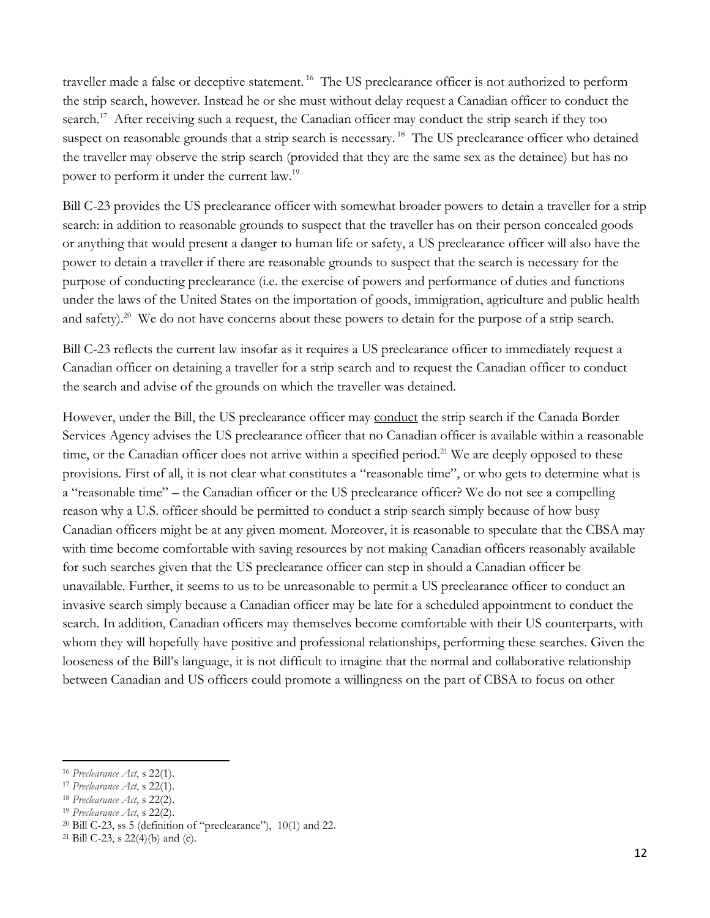traveller made a false or deceptive statement.[16] The US preclearance officer is not authorized to perform the strip search, however. Instead he or she must without delay request a Canadian officer to conduct the search.[17] After receiving such a request, the Canadian officer may conduct the strip search if they too suspect on reasonable grounds that a strip search is necessary.[18] The US preclearance officer who detained the traveller may observe the strip search (provided that they are the same sex as the detainee) but has no power to perform it under the current law.[19]

Bill C-23 provides the US preclearance officer with somewhat broader powers to detain a traveller for a strip search: in addition to reasonable grounds to suspect that the traveller has on their person concealed goods or anything that would present a danger to human life or safety, a US preclearance officer will also have the power to detain a traveller if there are reasonable grounds to suspect that the search is necessary for the purpose of conducting preclearance (i.e. the exercise of powers and performance of duties and functions under the laws of the United States on the importation of goods, immigration, agriculture and public health and safety).[20] We do not have concerns about these powers to detain for the purpose of a strip search.

Bill C-23 reflects the current law insofar as it requires a US preclearance officer to immediately request a Canadian officer on detaining a traveller for a strip search and to request the Canadian officer to conduct the search and advise of the grounds on which the traveller was detained.

However, under the Bill, the US preclearance officer may <u>conduct</u> the strip search if the Canada Border Services Agency advises the US preclearance officer that no Canadian officer is available within a reasonable time, or the Canadian officer does not arrive within a specified period.[21] We are deeply opposed to these provisions. First of all, it is not clear what constitutes a "reasonable time", or who gets to determine what is a "reasonable time" – the Canadian officer or the US preclearance officer? We do not see a compelling reason why a U.S. officer should be permitted to conduct a strip search simply because of how busy Canadian officers might be at any given moment. Moreover, it is reasonable to speculate that the CBSA may with time become comfortable with saving resources by not making Canadian officers reasonably available for such searches given that the US preclearance officer can step in should a Canadian officer be unavailable. Further, it seems to us to be unreasonable to permit a US preclearance officer to conduct an invasive search simply because a Canadian officer may be late for a scheduled appointment to conduct the search. In addition, Canadian officers may themselves become comfortable with their US counterparts, with whom they will hopefully have positive and professional relationships, performing these searches. Given the looseness of the Bill's language, it is not difficult to imagine that the normal and collaborative relationship between Canadian and US officers could promote a willingness on the part of CBSA to focus on other

---

[16] *Preclearance Act*, s 22(1).

[17] *Preclearance Act*, s 22(1).

[18] *Preclearance Act*, s 22(2).

[19] *Preclearance Act*, s 22(2).

[20] Bill C-23, ss 5 (definition of "preclearance"), 10(1) and 22.

[21] Bill C-23, s 22(4)(b) and (c).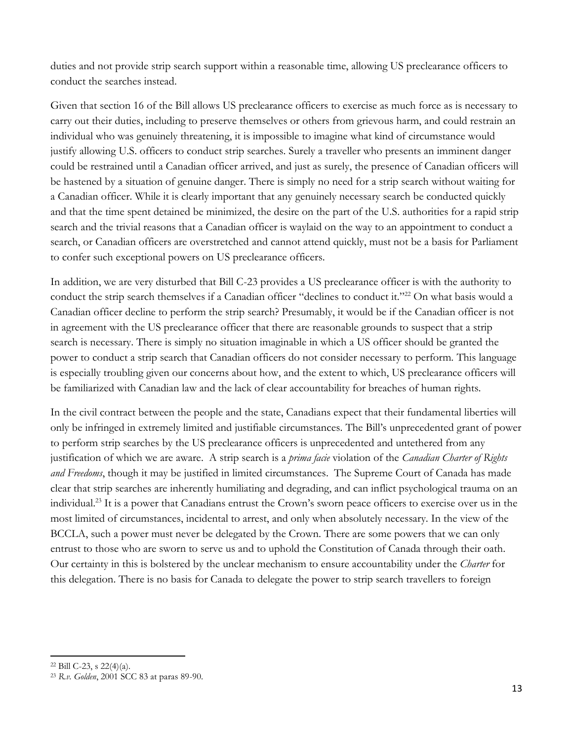duties and not provide strip search support within a reasonable time, allowing US preclearance officers to conduct the searches instead.

Given that section 16 of the Bill allows US preclearance officers to exercise as much force as is necessary to carry out their duties, including to preserve themselves or others from grievous harm, and could restrain an individual who was genuinely threatening, it is impossible to imagine what kind of circumstance would justify allowing U.S. officers to conduct strip searches. Surely a traveller who presents an imminent danger could be restrained until a Canadian officer arrived, and just as surely, the presence of Canadian officers will be hastened by a situation of genuine danger. There is simply no need for a strip search without waiting for a Canadian officer. While it is clearly important that any genuinely necessary search be conducted quickly and that the time spent detained be minimized, the desire on the part of the U.S. authorities for a rapid strip search and the trivial reasons that a Canadian officer is waylaid on the way to an appointment to conduct a search, or Canadian officers are overstretched and cannot attend quickly, must not be a basis for Parliament to confer such exceptional powers on US preclearance officers.

In addition, we are very disturbed that Bill C-23 provides a US preclearance officer is with the authority to conduct the strip search themselves if a Canadian officer "declines to conduct it."[22] On what basis would a Canadian officer decline to perform the strip search? Presumably, it would be if the Canadian officer is not in agreement with the US preclearance officer that there are reasonable grounds to suspect that a strip search is necessary. There is simply no situation imaginable in which a US officer should be granted the power to conduct a strip search that Canadian officers do not consider necessary to perform. This language is especially troubling given our concerns about how, and the extent to which, US preclearance officers will be familiarized with Canadian law and the lack of clear accountability for breaches of human rights.

In the civil contract between the people and the state, Canadians expect that their fundamental liberties will only be infringed in extremely limited and justifiable circumstances. The Bill's unprecedented grant of power to perform strip searches by the US preclearance officers is unprecedented and untethered from any justification of which we are aware. A strip search is a *prima facie* violation of the *Canadian Charter of Rights and Freedoms*, though it may be justified in limited circumstances. The Supreme Court of Canada has made clear that strip searches are inherently humiliating and degrading, and can inflict psychological trauma on an individual.[23] It is a power that Canadians entrust the Crown's sworn peace officers to exercise over us in the most limited of circumstances, incidental to arrest, and only when absolutely necessary. In the view of the BCCLA, such a power must never be delegated by the Crown. There are some powers that we can only entrust to those who are sworn to serve us and to uphold the Constitution of Canada through their oath. Our certainty in this is bolstered by the unclear mechanism to ensure accountability under the *Charter* for this delegation. There is no basis for Canada to delegate the power to strip search travellers to foreign

---

[22] Bill C-23, s 22(4)(a).

[23] *R.v. Golden*, 2001 SCC 83 at paras 89-90.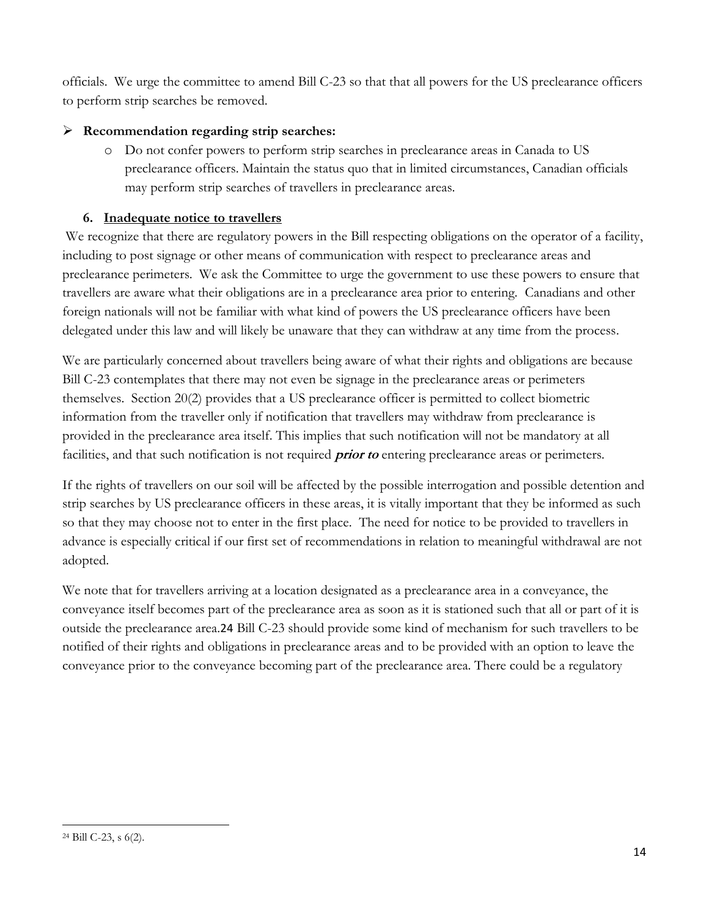officials. We urge the committee to amend Bill C-23 so that that all powers for the US preclearance officers to perform strip searches be removed.

- **Recommendation regarding strip searches:**
  - Do not confer powers to perform strip searches in preclearance areas in Canada to US preclearance officers. Maintain the status quo that in limited circumstances, Canadian officials may perform strip searches of travellers in preclearance areas.

### 6. Inadequate notice to travellers

We recognize that there are regulatory powers in the Bill respecting obligations on the operator of a facility, including to post signage or other means of communication with respect to preclearance areas and preclearance perimeters. We ask the Committee to urge the government to use these powers to ensure that travellers are aware what their obligations are in a preclearance area prior to entering. Canadians and other foreign nationals will not be familiar with what kind of powers the US preclearance officers have been delegated under this law and will likely be unaware that they can withdraw at any time from the process.

We are particularly concerned about travellers being aware of what their rights and obligations are because Bill C-23 contemplates that there may not even be signage in the preclearance areas or perimeters themselves. Section 20(2) provides that a US preclearance officer is permitted to collect biometric information from the traveller only if notification that travellers may withdraw from preclearance is provided in the preclearance area itself. This implies that such notification will not be mandatory at all facilities, and that such notification is not required ***prior to*** entering preclearance areas or perimeters.

If the rights of travellers on our soil will be affected by the possible interrogation and possible detention and strip searches by US preclearance officers in these areas, it is vitally important that they be informed as such so that they may choose not to enter in the first place. The need for notice to be provided to travellers in advance is especially critical if our first set of recommendations in relation to meaningful withdrawal are not adopted.

We note that for travellers arriving at a location designated as a preclearance area in a conveyance, the conveyance itself becomes part of the preclearance area as soon as it is stationed such that all or part of it is outside the preclearance area.[24] Bill C-23 should provide some kind of mechanism for such travellers to be notified of their rights and obligations in preclearance areas and to be provided with an option to leave the conveyance prior to the conveyance becoming part of the preclearance area. There could be a regulatory

[24] Bill C-23, s 6(2).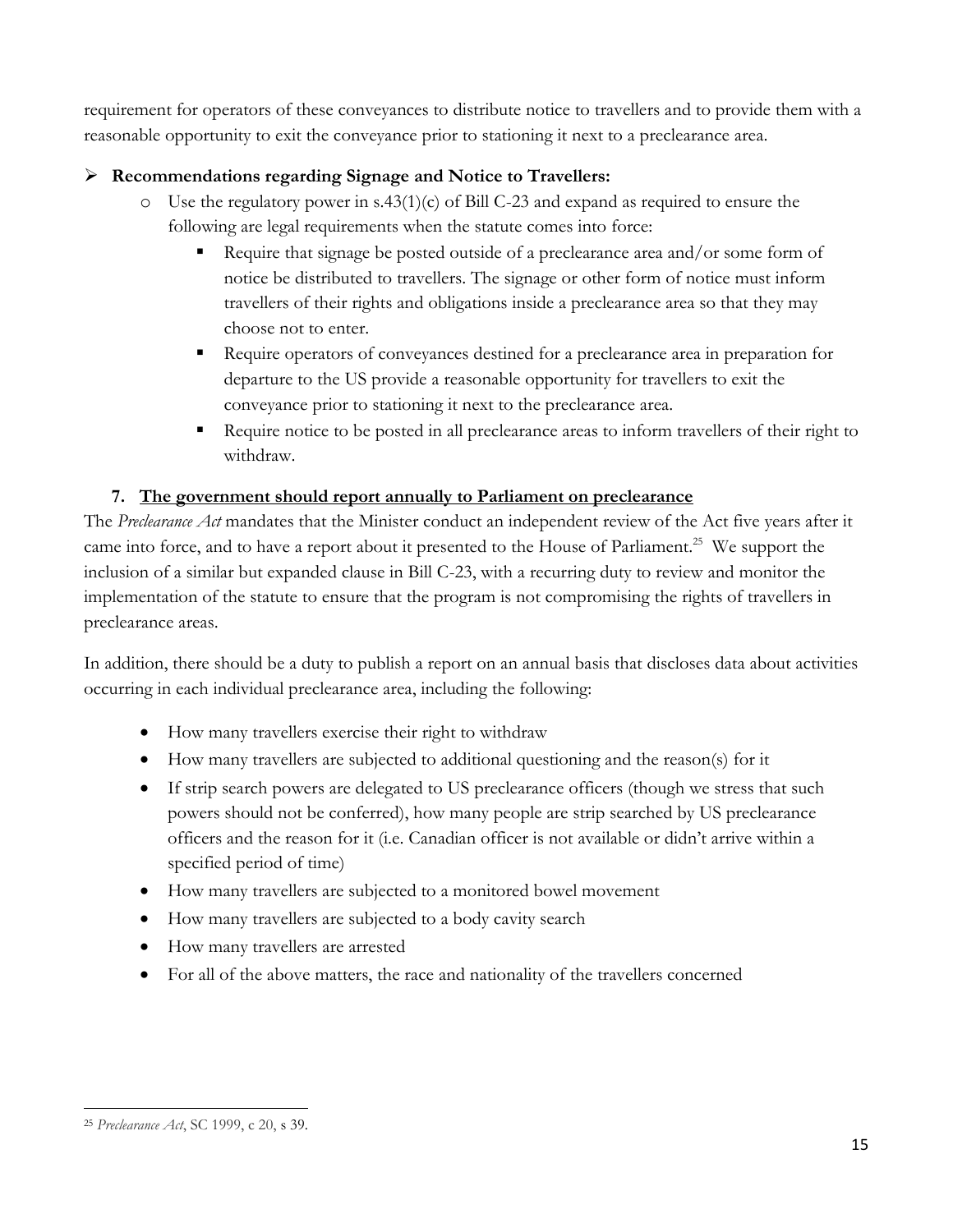requirement for operators of these conveyances to distribute notice to travellers and to provide them with a reasonable opportunity to exit the conveyance prior to stationing it next to a preclearance area.

- **Recommendations regarding Signage and Notice to Travellers:**
  - Use the regulatory power in s.43(1)(c) of Bill C-23 and expand as required to ensure the following are legal requirements when the statute comes into force:
    - Require that signage be posted outside of a preclearance area and/or some form of notice be distributed to travellers. The signage or other form of notice must inform travellers of their rights and obligations inside a preclearance area so that they may choose not to enter.
    - Require operators of conveyances destined for a preclearance area in preparation for departure to the US provide a reasonable opportunity for travellers to exit the conveyance prior to stationing it next to the preclearance area.
    - Require notice to be posted in all preclearance areas to inform travellers of their right to withdraw.

### 7. <u>The government should report annually to Parliament on preclearance</u>

The *Preclearance Act* mandates that the Minister conduct an independent review of the Act five years after it came into force, and to have a report about it presented to the House of Parliament.[25] We support the inclusion of a similar but expanded clause in Bill C-23, with a recurring duty to review and monitor the implementation of the statute to ensure that the program is not compromising the rights of travellers in preclearance areas.

In addition, there should be a duty to publish a report on an annual basis that discloses data about activities occurring in each individual preclearance area, including the following:

- How many travellers exercise their right to withdraw
- How many travellers are subjected to additional questioning and the reason(s) for it
- If strip search powers are delegated to US preclearance officers (though we stress that such powers should not be conferred), how many people are strip searched by US preclearance officers and the reason for it (i.e. Canadian officer is not available or didn't arrive within a specified period of time)
- How many travellers are subjected to a monitored bowel movement
- How many travellers are subjected to a body cavity search
- How many travellers are arrested
- For all of the above matters, the race and nationality of the travellers concerned

[25] *Preclearance Act*, SC 1999, c 20, s 39.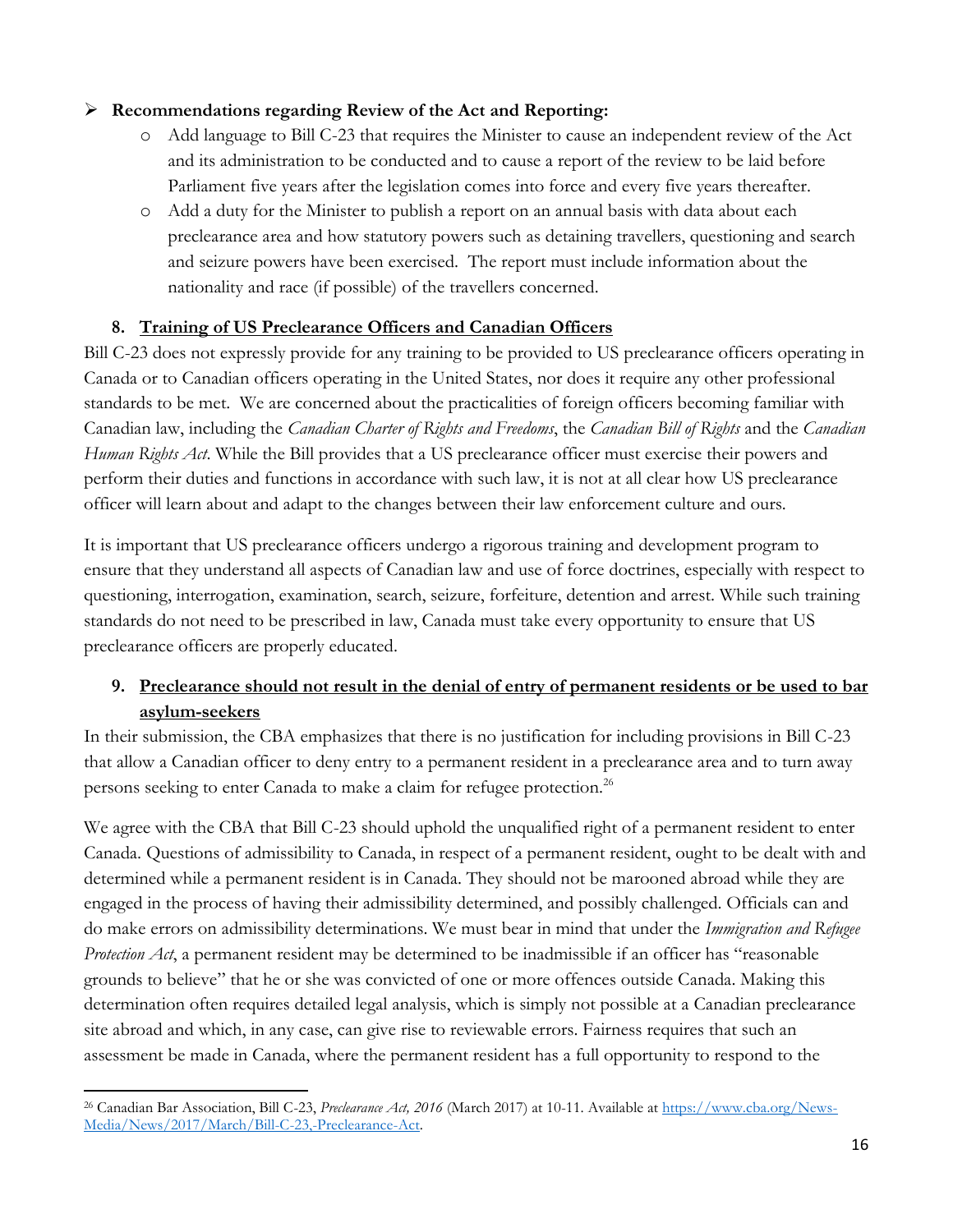- **Recommendations regarding Review of the Act and Reporting:**
  - Add language to Bill C-23 that requires the Minister to cause an independent review of the Act and its administration to be conducted and to cause a report of the review to be laid before Parliament five years after the legislation comes into force and every five years thereafter.
  - Add a duty for the Minister to publish a report on an annual basis with data about each preclearance area and how statutory powers such as detaining travellers, questioning and search and seizure powers have been exercised. The report must include information about the nationality and race (if possible) of the travellers concerned.

## 8. Training of US Preclearance Officers and Canadian Officers

Bill C-23 does not expressly provide for any training to be provided to US preclearance officers operating in Canada or to Canadian officers operating in the United States, nor does it require any other professional standards to be met. We are concerned about the practicalities of foreign officers becoming familiar with Canadian law, including the *Canadian Charter of Rights and Freedoms*, the *Canadian Bill of Rights* and the *Canadian Human Rights Act*. While the Bill provides that a US preclearance officer must exercise their powers and perform their duties and functions in accordance with such law, it is not at all clear how US preclearance officer will learn about and adapt to the changes between their law enforcement culture and ours.

It is important that US preclearance officers undergo a rigorous training and development program to ensure that they understand all aspects of Canadian law and use of force doctrines, especially with respect to questioning, interrogation, examination, search, seizure, forfeiture, detention and arrest. While such training standards do not need to be prescribed in law, Canada must take every opportunity to ensure that US preclearance officers are properly educated.

## 9. Preclearance should not result in the denial of entry of permanent residents or be used to bar asylum-seekers

In their submission, the CBA emphasizes that there is no justification for including provisions in Bill C-23 that allow a Canadian officer to deny entry to a permanent resident in a preclearance area and to turn away persons seeking to enter Canada to make a claim for refugee protection.[26]

We agree with the CBA that Bill C-23 should uphold the unqualified right of a permanent resident to enter Canada. Questions of admissibility to Canada, in respect of a permanent resident, ought to be dealt with and determined while a permanent resident is in Canada. They should not be marooned abroad while they are engaged in the process of having their admissibility determined, and possibly challenged. Officials can and do make errors on admissibility determinations. We must bear in mind that under the *Immigration and Refugee Protection Act*, a permanent resident may be determined to be inadmissible if an officer has "reasonable grounds to believe" that he or she was convicted of one or more offences outside Canada. Making this determination often requires detailed legal analysis, which is simply not possible at a Canadian preclearance site abroad and which, in any case, can give rise to reviewable errors. Fairness requires that such an assessment be made in Canada, where the permanent resident has a full opportunity to respond to the

---

[26] Canadian Bar Association, Bill C-23, *Preclearance Act, 2016* (March 2017) at 10-11. Available at https://www.cba.org/News-Media/News/2017/March/Bill-C-23,-Preclearance-Act.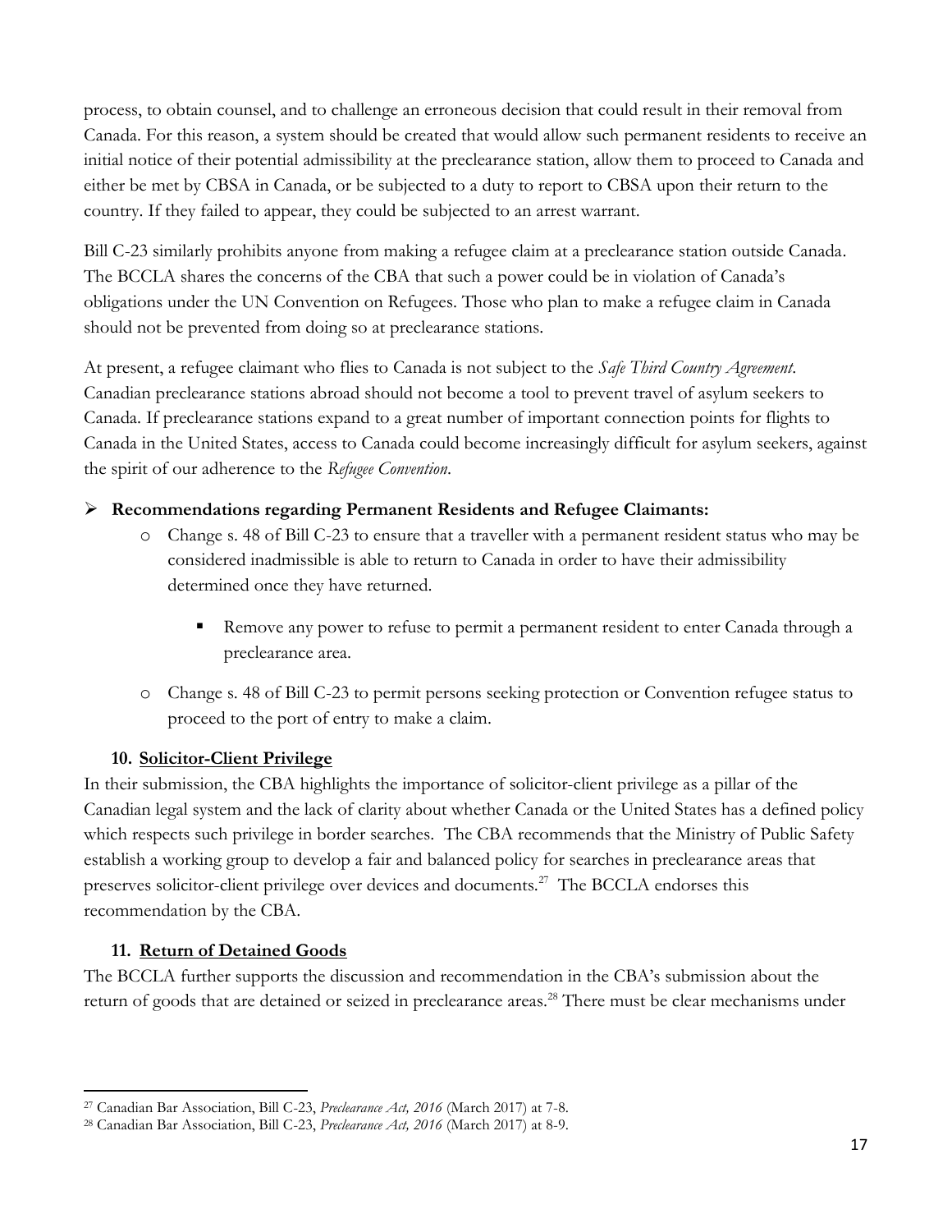process, to obtain counsel, and to challenge an erroneous decision that could result in their removal from Canada. For this reason, a system should be created that would allow such permanent residents to receive an initial notice of their potential admissibility at the preclearance station, allow them to proceed to Canada and either be met by CBSA in Canada, or be subjected to a duty to report to CBSA upon their return to the country. If they failed to appear, they could be subjected to an arrest warrant.

Bill C-23 similarly prohibits anyone from making a refugee claim at a preclearance station outside Canada. The BCCLA shares the concerns of the CBA that such a power could be in violation of Canada's obligations under the UN Convention on Refugees. Those who plan to make a refugee claim in Canada should not be prevented from doing so at preclearance stations.

At present, a refugee claimant who flies to Canada is not subject to the *Safe Third Country Agreement*. Canadian preclearance stations abroad should not become a tool to prevent travel of asylum seekers to Canada. If preclearance stations expand to a great number of important connection points for flights to Canada in the United States, access to Canada could become increasingly difficult for asylum seekers, against the spirit of our adherence to the *Refugee Convention*.

- **Recommendations regarding Permanent Residents and Refugee Claimants:**
  - Change s. 48 of Bill C-23 to ensure that a traveller with a permanent resident status who may be considered inadmissible is able to return to Canada in order to have their admissibility determined once they have returned.
    - Remove any power to refuse to permit a permanent resident to enter Canada through a preclearance area.
  - Change s. 48 of Bill C-23 to permit persons seeking protection or Convention refugee status to proceed to the port of entry to make a claim.

### 10. Solicitor-Client Privilege

In their submission, the CBA highlights the importance of solicitor-client privilege as a pillar of the Canadian legal system and the lack of clarity about whether Canada or the United States has a defined policy which respects such privilege in border searches. The CBA recommends that the Ministry of Public Safety establish a working group to develop a fair and balanced policy for searches in preclearance areas that preserves solicitor-client privilege over devices and documents.[27] The BCCLA endorses this recommendation by the CBA.

### 11. Return of Detained Goods

The BCCLA further supports the discussion and recommendation in the CBA's submission about the return of goods that are detained or seized in preclearance areas.[28] There must be clear mechanisms under

---

[27] Canadian Bar Association, Bill C-23, *Preclearance Act, 2016* (March 2017) at 7-8.

[28] Canadian Bar Association, Bill C-23, *Preclearance Act, 2016* (March 2017) at 8-9.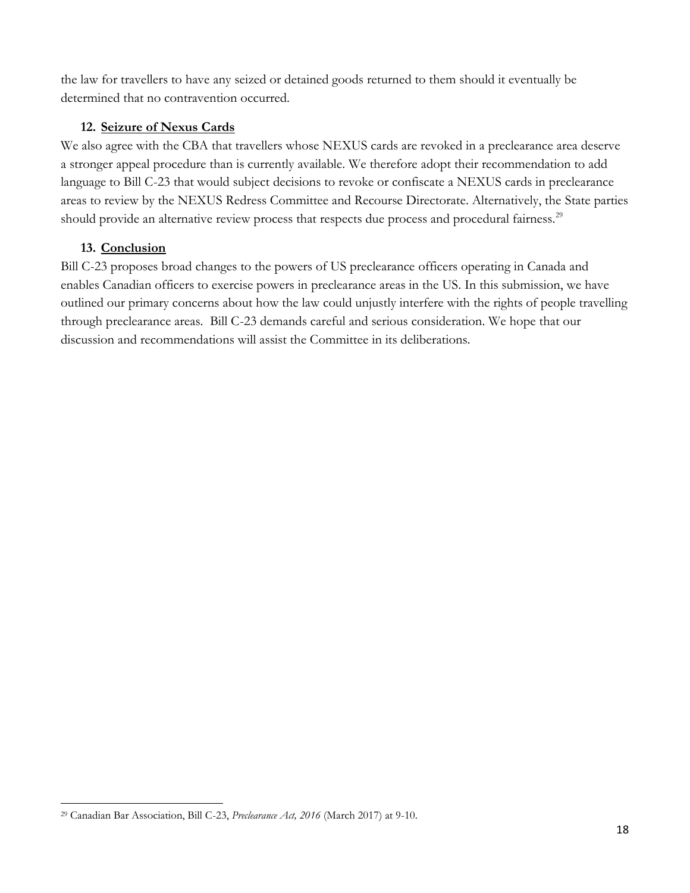the law for travellers to have any seized or detained goods returned to them should it eventually be determined that no contravention occurred.

### 12. Seizure of Nexus Cards

We also agree with the CBA that travellers whose NEXUS cards are revoked in a preclearance area deserve a stronger appeal procedure than is currently available. We therefore adopt their recommendation to add language to Bill C-23 that would subject decisions to revoke or confiscate a NEXUS cards in preclearance areas to review by the NEXUS Redress Committee and Recourse Directorate. Alternatively, the State parties should provide an alternative review process that respects due process and procedural fairness.[29]

### 13. Conclusion

Bill C-23 proposes broad changes to the powers of US preclearance officers operating in Canada and enables Canadian officers to exercise powers in preclearance areas in the US. In this submission, we have outlined our primary concerns about how the law could unjustly interfere with the rights of people travelling through preclearance areas. Bill C-23 demands careful and serious consideration. We hope that our discussion and recommendations will assist the Committee in its deliberations.

---

[29] Canadian Bar Association, Bill C-23, *Preclearance Act, 2016* (March 2017) at 9-10.